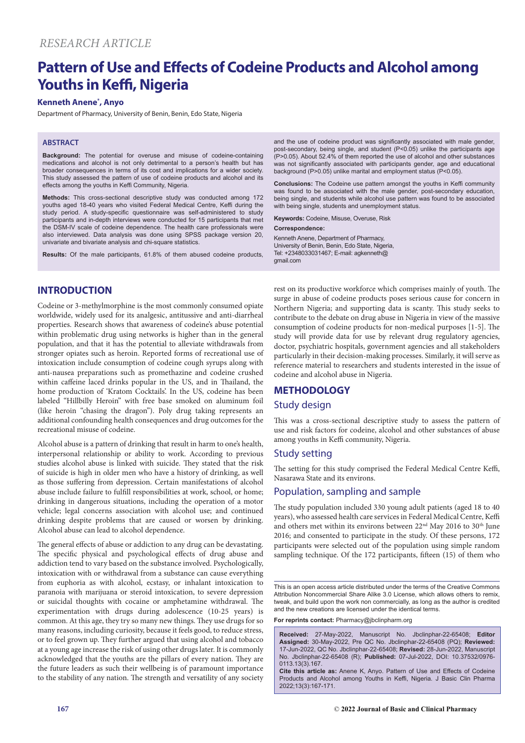*RESEARCH ARTICLE*

# Pattern of Use and Effects of Codeine Products and Alcohol among Youths in Keffi, Nigeria

**Kenneth Anene*, Anyo**

Department of Pharmacy, University of Benin, Benin, Edo State, Nigeria

## ABSTRACT

**Background:** The potential for overuse and misuse of codeine-containing medications and alcohol is not only detrimental to a person's health but has broader consequences in terms of its cost and implications for a wider society. This study assessed the pattern of use of codeine products and alcohol and its effects among the youths in Keffi Community, Nigeria.

**Methods:** This cross-sectional descriptive study was conducted among 172 youths aged 18-40 years who visited Federal Medical Centre, Keffi during the study period. A study-specific questionnaire was self-administered to study participants and in-depth interviews were conducted for 15 participants that met the DSM-IV scale of codeine dependence. The health care professionals were also interviewed. Data analysis was done using SPSS package version 20, univariate and bivariate analysis and chi-square statistics.

**Results:** Of the male participants, 61.8% of them abused codeine products, and the use of codeine product was significantly associated with male gender, post-secondary, being single, and student ($P<0.05$) unlike the participants age ($P>0.05$). About 52.4% of them reported the use of alcohol and other substances was not significantly associated with participants gender, age and educational background ($P>0.05$) unlike marital and employment status ($P<0.05$).

**Conclusions:** The Codeine use pattern amongst the youths in Keffi community was found to be associated with the male gender, post-secondary education, being single, and students while alcohol use pattern was found to be associated with being single, students and unemployment status.

**Keywords:** Codeine, Misuse, Overuse, Risk

**Correspondence:**

Kenneth Anene, Department of Pharmacy, University of Benin, Benin, Edo State, Nigeria, Tel: +2348033031467; E-mail: agkenneth@gmail.com

## INTRODUCTION

Codeine or 3-methylmorphine is the most commonly consumed opiate worldwide, widely used for its analgesic, antitussive and anti-diarrheal properties. Research shows that awareness of codeine's abuse potential within problematic drug using networks is higher than in the general population, and that it has the potential to alleviate withdrawals from stronger opiates such as heroin. Reported forms of recreational use of intoxication include consumption of codeine cough syrups along with anti-nausea preparations such as promethazine and codeine crushed within caffeine laced drinks popular in the US, and in Thailand, the home production of 'Kratom Cocktails'. In the US, codeine has been labeled "Hillbilly Heroin" with free base smoked on aluminum foil (like heroin "chasing the dragon"). Poly drug taking represents an additional confounding health consequences and drug outcomes for the recreational misuse of codeine.

Alcohol abuse is a pattern of drinking that result in harm to one's health, interpersonal relationship or ability to work. According to previous studies alcohol abuse is linked with suicide. They stated that the risk of suicide is high in older men who have a history of drinking, as well as those suffering from depression. Certain manifestations of alcohol abuse include failure to fulfill responsibilities at work, school, or home; drinking in dangerous situations, including the operation of a motor vehicle; legal concerns association with alcohol use; and continued drinking despite problems that are caused or worsen by drinking. Alcohol abuse can lead to alcohol dependence.

The general effects of abuse or addiction to any drug can be devastating. The specific physical and psychological effects of drug abuse and addiction tend to vary based on the substance involved. Psychologically, intoxication with or withdrawal from a substance can cause everything from euphoria as with alcohol, ecstasy, or inhalant intoxication to paranoia with marijuana or steroid intoxication, to severe depression or suicidal thoughts with cocaine or amphetamine withdrawal. The experimentation with drugs during adolescence (10-25 years) is common. At this age, they try so many new things. They use drugs for so many reasons, including curiosity, because it feels good, to reduce stress, or to feel grown up. They further argued that using alcohol and tobacco at a young age increase the risk of using other drugs later. It is commonly acknowledged that the youths are the pillars of every nation. They are the future leaders as such their wellbeing is of paramount importance to the stability of any nation. The strength and versatility of any society rest on its productive workforce which comprises mainly of youth. The surge in abuse of codeine products poses serious cause for concern in Northern Nigeria; and supporting data is scanty. This study seeks to contribute to the debate on drug abuse in Nigeria in view of the massive consumption of codeine products for non-medical purposes [1-5]. The study will provide data for use by relevant drug regulatory agencies, doctor, psychiatric hospitals, government agencies and all stakeholders particularly in their decision-making processes. Similarly, it will serve as reference material to researchers and students interested in the issue of codeine and alcohol abuse in Nigeria.

## METHODOLOGY

### Study design

This was a cross-sectional descriptive study to assess the pattern of use and risk factors for codeine, alcohol and other substances of abuse among youths in Keffi community, Nigeria.

### Study setting

The setting for this study comprised the Federal Medical Centre Keffi, Nasarawa State and its environs.

### Population, sampling and sample

The study population included 330 young adult patients (aged 18 to 40 years), who assessed health care services in Federal Medical Centre, Keffi and others met within its environs between 22nd May 2016 to 30th June 2016; and consented to participate in the study. Of these persons, 172 participants were selected out of the population using simple random sampling technique. Of the 172 participants, fifteen (15) of them who

This is an open access article distributed under the terms of the Creative Commons Attribution Noncommercial Share Alike 3.0 License, which allows others to remix, tweak, and build upon the work non commercially, as long as the author is credited and the new creations are licensed under the identical terms.

**For reprints contact:** Pharmacy@jbclinpharm.org

**Received:** 27-May-2022, Manuscript No. Jbclinphar-22-65408; **Editor Assigned:** 30-May-2022, Pre QC No. Jbclinphar-22-65408 (PQ); **Reviewed:** 17-Jun-2022, QC No. Jbclinphar-22-65408; **Revised:** 28-Jun-2022, Manuscript No. Jbclinphar-22-65408 (R); **Published:** 07-Jul-2022, DOI: 10.37532/0976-0113.13(3).167.

**Cite this article as:** Anene K, Anyo. Pattern of Use and Effects of Codeine Products and Alcohol among Youths in Keffi, Nigeria. J Basic Clin Pharma 2022;13(3):167-171.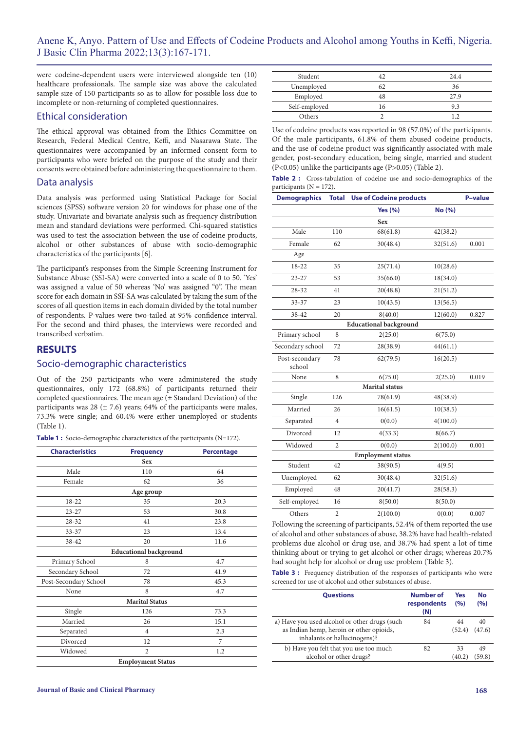were codeine-dependent users were interviewed alongside ten (10) healthcare professionals. The sample size was above the calculated sample size of 150 participants so as to allow for possible loss due to incomplete or non-returning of completed questionnaires.

## Ethical consideration

The ethical approval was obtained from the Ethics Committee on Research, Federal Medical Centre, Keffi, and Nasarawa State. The questionnaires were accompanied by an informed consent form to participants who were briefed on the purpose of the study and their consents were obtained before administering the questionnaire to them.

## Data analysis

Data analysis was performed using Statistical Package for Social sciences (SPSS) software version 20 for windows for phase one of the study. Univariate and bivariate analysis such as frequency distribution mean and standard deviations were performed. Chi-squared statistics was used to test the association between the use of codeine products, alcohol or other substances of abuse with socio-demographic characteristics of the participants [6].

The participant's responses from the Simple Screening Instrument for Substance Abuse (SSI-SA) were converted into a scale of 0 to 50. 'Yes' was assigned a value of 50 whereas 'No' was assigned "0". The mean score for each domain in SSI-SA was calculated by taking the sum of the scores of all question items in each domain divided by the total number of respondents. P-values were two-tailed at 95% confidence interval. For the second and third phases, the interviews were recorded and transcribed verbatim.

# RESULTS

## Socio-demographic characteristics

Out of the 250 participants who were administered the study questionnaires, only 172 (68.8%) of participants returned their completed questionnaires. The mean age (± Standard Deviation) of the participants was 28 (± 7.6) years; 64% of the participants were males, 73.3% were single; and 60.4% were either unemployed or students (Table 1).

**Table 1 :** Socio-demographic characteristics of the participants (N=172).

| Characteristics | Frequency | Percentage |
|---|---|---|
| **Sex** | | |
| Male | 110 | 64 |
| Female | 62 | 36 |
| **Age group** | | |
| 18-22 | 35 | 20.3 |
| 23-27 | 53 | 30.8 |
| 28-32 | 41 | 23.8 |
| 33-37 | 23 | 13.4 |
| 38-42 | 20 | 11.6 |
| **Educational background** | | |
| Primary School | 8 | 4.7 |
| Secondary School | 72 | 41.9 |
| Post-Secondary School | 78 | 45.3 |
| None | 8 | 4.7 |
| **Marital Status** | | |
| Single | 126 | 73.3 |
| Married | 26 | 15.1 |
| Separated | 4 | 2.3 |
| Divorced | 12 | 7 |
| Widowed | 2 | 1.2 |
| **Employment Status** | | |
| Student | 42 | 24.4 |
| Unemployed | 62 | 36 |
| Employed | 48 | 27.9 |
| Self-employed | 16 | 9.3 |
| Others | 2 | 1.2 |

Use of codeine products was reported in 98 (57.0%) of the participants. Of the male participants, 61.8% of them abused codeine products, and the use of codeine product was significantly associated with male gender, post-secondary education, being single, married and student ($P<0.05$) unlike the participants age ($P>0.05$) (Table 2).

**Table 2 :** Cross-tabulation of codeine use and socio-demographics of the participants (N = 172).

| Demographics | Total | Use of Codeine products | | P–value |
|---|---|---|---|---|
| | | **Yes (%)** | **No (%)** | |
| **Sex** | | | | |
| Male | 110 | 68(61.8) | 42(38.2) | |
| Female | 62 | 30(48.4) | 32(51.6) | 0.001 |
| Age | | | | |
| 18-22 | 35 | 25(71.4) | 10(28.6) | |
| 23-27 | 53 | 35(66.0) | 18(34.0) | |
| 28-32 | 41 | 20(48.8) | 21(51.2) | |
| 33-37 | 23 | 10(43.5) | 13(56.5) | |
| 38-42 | 20 | 8(40.0) | 12(60.0) | 0.827 |
| **Educational background** | | | | |
| Primary school | 8 | 2(25.0) | 6(75.0) | |
| Secondary school | 72 | 28(38.9) | 44(61.1) | |
| Post-secondary school | 78 | 62(79.5) | 16(20.5) | |
| None | 8 | 6(75.0) | 2(25.0) | 0.019 |
| **Marital status** | | | | |
| Single | 126 | 78(61.9) | 48(38.9) | |
| Married | 26 | 16(61.5) | 10(38.5) | |
| Separated | 4 | 0(0.0) | 4(100.0) | |
| Divorced | 12 | 4(33.3) | 8(66.7) | |
| Widowed | 2 | 0(0.0) | 2(100.0) | 0.001 |
| **Employment status** | | | | |
| Student | 42 | 38(90.5) | 4(9.5) | |
| Unemployed | 62 | 30(48.4) | 32(51.6) | |
| Employed | 48 | 20(41.7) | 28(58.3) | |
| Self-employed | 16 | 8(50.0) | 8(50.0) | |
| Others | 2 | 2(100.0) | 0(0.0) | 0.007 |

Following the screening of participants, 52.4% of them reported the use of alcohol and other substances of abuse, 38.2% have had health-related problems due alcohol or drug use, and 38.7% had spent a lot of time thinking about or trying to get alcohol or other drugs; whereas 20.7% had sought help for alcohol or drug use problem (Table 3).

**Table 3 :** Frequency distribution of the responses of participants who were screened for use of alcohol and other substances of abuse.

| Questions | Number of respondents (N) | Yes (%) | No (%) |
|---|---|---|---|
| a) Have you used alcohol or other drugs (such as Indian hemp, heroin or other opioids, inhalants or hallucinogens)? | 84 | 44 (52.4) | 40 (47.6) |
| b) Have you felt that you use too much alcohol or other drugs? | 82 | 33 (40.2) | 49 (59.8) |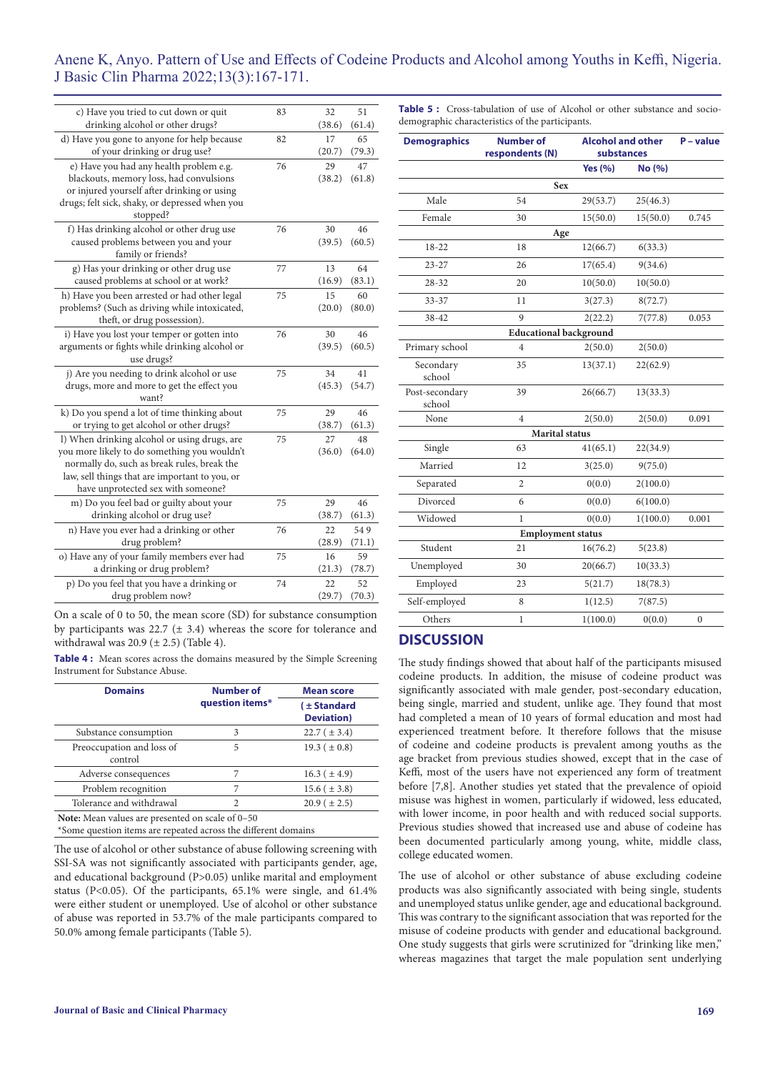| | | | |
|---|---|---|---|
| c) Have you tried to cut down or quit drinking alcohol or other drugs? | 83 | 32 (38.6) | 51 (61.4) |
| d) Have you gone to anyone for help because of your drinking or drug use? | 82 | 17 (20.7) | 65 (79.3) |
| e) Have you had any health problem e.g. blackouts, memory loss, had convulsions or injured yourself after drinking or using drugs; felt sick, shaky, or depressed when you stopped? | 76 | 29 (38.2) | 47 (61.8) |
| f) Has drinking alcohol or other drug use caused problems between you and your family or friends? | 76 | 30 (39.5) | 46 (60.5) |
| g) Has your drinking or other drug use caused problems at school or at work? | 77 | 13 (16.9) | 64 (83.1) |
| h) Have you been arrested or had other legal problems? (Such as driving while intoxicated, theft, or drug possession). | 75 | 15 (20.0) | 60 (80.0) |
| i) Have you lost your temper or gotten into arguments or fights while drinking alcohol or use drugs? | 76 | 30 (39.5) | 46 (60.5) |
| j) Are you needing to drink alcohol or use drugs, more and more to get the effect you want? | 75 | 34 (45.3) | 41 (54.7) |
| k) Do you spend a lot of time thinking about or trying to get alcohol or other drugs? | 75 | 29 (38.7) | 46 (61.3) |
| l) When drinking alcohol or using drugs, are you more likely to do something you wouldn't normally do, such as break rules, break the law, sell things that are important to you, or have unprotected sex with someone? | 75 | 27 (36.0) | 48 (64.0) |
| m) Do you feel bad or guilty about your drinking alcohol or drug use? | 75 | 29 (38.7) | 46 (61.3) |
| n) Have you ever had a drinking or other drug problem? | 76 | 22 (28.9) | 54 9 (71.1) |
| o) Have any of your family members ever had a drinking or drug problem? | 75 | 16 (21.3) | 59 (78.7) |
| p) Do you feel that you have a drinking or drug problem now? | 74 | 22 (29.7) | 52 (70.3) |

On a scale of 0 to 50, the mean score (SD) for substance consumption by participants was 22.7 (± 3.4) whereas the score for tolerance and withdrawal was 20.9 (± 2.5) (Table 4).

**Table 4 :** Mean scores across the domains measured by the Simple Screening Instrument for Substance Abuse.

| Domains | Number of question items* | Mean score (± Standard Deviation) |
|---|---|---|
| Substance consumption | 3 | 22.7 ( ± 3.4) |
| Preoccupation and loss of control | 5 | 19.3 ( ± 0.8) |
| Adverse consequences | 7 | 16.3 ( ± 4.9) |
| Problem recognition | 7 | 15.6 ( ± 3.8) |
| Tolerance and withdrawal | 2 | 20.9 ( ± 2.5) |

**Note:** Mean values are presented on scale of 0–50
*Some question items are repeated across the different domains

The use of alcohol or other substance of abuse following screening with SSI-SA was not significantly associated with participants gender, age, and educational background (P>0.05) unlike marital and employment status (P<0.05). Of the participants, 65.1% were single, and 61.4% were either student or unemployed. Use of alcohol or other substance of abuse was reported in 53.7% of the male participants compared to 50.0% among female participants (Table 5).

**Table 5 :** Cross-tabulation of use of Alcohol or other substance and socio-demographic characteristics of the participants.

| Demographics | Number of respondents (N) | Alcohol and other substances | | P – value |
|---|---|---|---|---|
| | | Yes (%) | No (%) | |
| **Sex** | | | | |
| Male | 54 | 29(53.7) | 25(46.3) | |
| Female | 30 | 15(50.0) | 15(50.0) | 0.745 |
| **Age** | | | | |
| 18-22 | 18 | 12(66.7) | 6(33.3) | |
| 23-27 | 26 | 17(65.4) | 9(34.6) | |
| 28-32 | 20 | 10(50.0) | 10(50.0) | |
| 33-37 | 11 | 3(27.3) | 8(72.7) | |
| 38-42 | 9 | 2(22.2) | 7(77.8) | 0.053 |
| **Educational background** | | | | |
| Primary school | 4 | 2(50.0) | 2(50.0) | |
| Secondary school | 35 | 13(37.1) | 22(62.9) | |
| Post-secondary school | 39 | 26(66.7) | 13(33.3) | |
| None | 4 | 2(50.0) | 2(50.0) | 0.091 |
| **Marital status** | | | | |
| Single | 63 | 41(65.1) | 22(34.9) | |
| Married | 12 | 3(25.0) | 9(75.0) | |
| Separated | 2 | 0(0.0) | 2(100.0) | |
| Divorced | 6 | 0(0.0) | 6(100.0) | |
| Widowed | 1 | 0(0.0) | 1(100.0) | 0.001 |
| **Employment status** | | | | |
| Student | 21 | 16(76.2) | 5(23.8) | |
| Unemployed | 30 | 20(66.7) | 10(33.3) | |
| Employed | 23 | 5(21.7) | 18(78.3) | |
| Self-employed | 8 | 1(12.5) | 7(87.5) | |
| Others | 1 | 1(100.0) | 0(0.0) | 0 |

## DISCUSSION

The study findings showed that about half of the participants misused codeine products. In addition, the misuse of codeine product was significantly associated with male gender, post-secondary education, being single, married and student, unlike age. They found that most had completed a mean of 10 years of formal education and most had experienced treatment before. It therefore follows that the misuse of codeine and codeine products is prevalent among youths as the age bracket from previous studies showed, except that in the case of Keffi, most of the users have not experienced any form of treatment before [7,8]. Another studies yet stated that the prevalence of opioid misuse was highest in women, particularly if widowed, less educated, with lower income, in poor health and with reduced social supports. Previous studies showed that increased use and abuse of codeine has been documented particularly among young, white, middle class, college educated women.

The use of alcohol or other substance of abuse excluding codeine products was also significantly associated with being single, students and unemployed status unlike gender, age and educational background. This was contrary to the significant association that was reported for the misuse of codeine products with gender and educational background. One study suggests that girls were scrutinized for "drinking like men," whereas magazines that target the male population sent underlying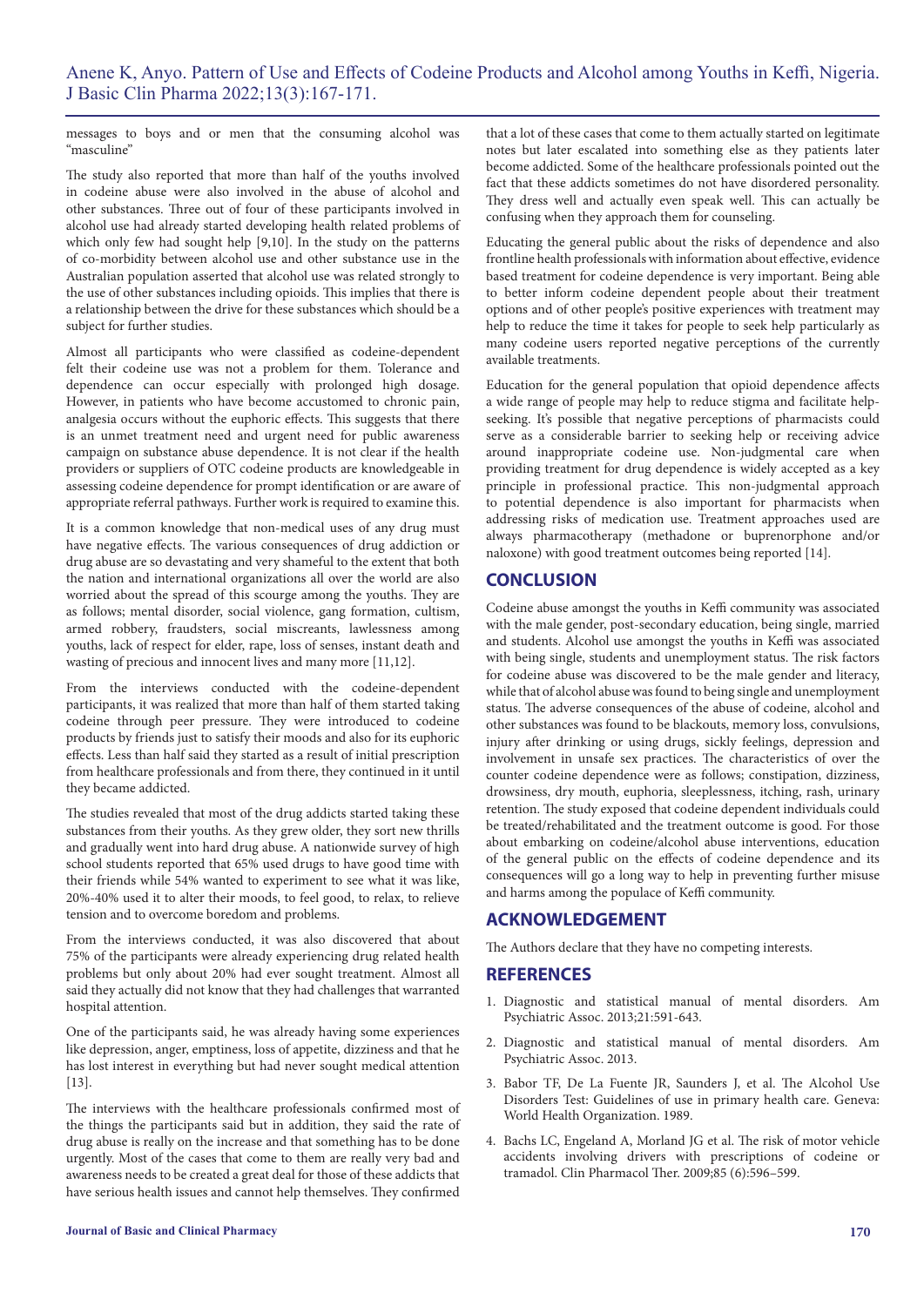messages to boys and or men that the consuming alcohol was "masculine"

The study also reported that more than half of the youths involved in codeine abuse were also involved in the abuse of alcohol and other substances. Three out of four of these participants involved in alcohol use had already started developing health related problems of which only few had sought help [9,10]. In the study on the patterns of co-morbidity between alcohol use and other substance use in the Australian population asserted that alcohol use was related strongly to the use of other substances including opioids. This implies that there is a relationship between the drive for these substances which should be a subject for further studies.

Almost all participants who were classified as codeine-dependent felt their codeine use was not a problem for them. Tolerance and dependence can occur especially with prolonged high dosage. However, in patients who have become accustomed to chronic pain, analgesia occurs without the euphoric effects. This suggests that there is an unmet treatment need and urgent need for public awareness campaign on substance abuse dependence. It is not clear if the health providers or suppliers of OTC codeine products are knowledgeable in assessing codeine dependence for prompt identification or are aware of appropriate referral pathways. Further work is required to examine this.

It is a common knowledge that non-medical uses of any drug must have negative effects. The various consequences of drug addiction or drug abuse are so devastating and very shameful to the extent that both the nation and international organizations all over the world are also worried about the spread of this scourge among the youths. They are as follows; mental disorder, social violence, gang formation, cultism, armed robbery, fraudsters, social miscreants, lawlessness among youths, lack of respect for elder, rape, loss of senses, instant death and wasting of precious and innocent lives and many more [11,12].

From the interviews conducted with the codeine-dependent participants, it was realized that more than half of them started taking codeine through peer pressure. They were introduced to codeine products by friends just to satisfy their moods and also for its euphoric effects. Less than half said they started as a result of initial prescription from healthcare professionals and from there, they continued in it until they became addicted.

The studies revealed that most of the drug addicts started taking these substances from their youths. As they grew older, they sort new thrills and gradually went into hard drug abuse. A nationwide survey of high school students reported that 65% used drugs to have good time with their friends while 54% wanted to experiment to see what it was like, 20%-40% used it to alter their moods, to feel good, to relax, to relieve tension and to overcome boredom and problems.

From the interviews conducted, it was also discovered that about 75% of the participants were already experiencing drug related health problems but only about 20% had ever sought treatment. Almost all said they actually did not know that they had challenges that warranted hospital attention.

One of the participants said, he was already having some experiences like depression, anger, emptiness, loss of appetite, dizziness and that he has lost interest in everything but had never sought medical attention [13].

The interviews with the healthcare professionals confirmed most of the things the participants said but in addition, they said the rate of drug abuse is really on the increase and that something has to be done urgently. Most of the cases that come to them are really very bad and awareness needs to be created a great deal for those of these addicts that have serious health issues and cannot help themselves. They confirmed that a lot of these cases that come to them actually started on legitimate notes but later escalated into something else as they patients later become addicted. Some of the healthcare professionals pointed out the fact that these addicts sometimes do not have disordered personality. They dress well and actually even speak well. This can actually be confusing when they approach them for counseling.

Educating the general public about the risks of dependence and also frontline health professionals with information about effective, evidence based treatment for codeine dependence is very important. Being able to better inform codeine dependent people about their treatment options and of other people's positive experiences with treatment may help to reduce the time it takes for people to seek help particularly as many codeine users reported negative perceptions of the currently available treatments.

Education for the general population that opioid dependence affects a wide range of people may help to reduce stigma and facilitate help-seeking. It's possible that negative perceptions of pharmacists could serve as a considerable barrier to seeking help or receiving advice around inappropriate codeine use. Non-judgmental care when providing treatment for drug dependence is widely accepted as a key principle in professional practice. This non-judgmental approach to potential dependence is also important for pharmacists when addressing risks of medication use. Treatment approaches used are always pharmacotherapy (methadone or buprenorphone and/or naloxone) with good treatment outcomes being reported [14].

## CONCLUSION

Codeine abuse amongst the youths in Keffi community was associated with the male gender, post-secondary education, being single, married and students. Alcohol use amongst the youths in Keffi was associated with being single, students and unemployment status. The risk factors for codeine abuse was discovered to be the male gender and literacy, while that of alcohol abuse was found to be being single and unemployment status. The adverse consequences of the abuse of codeine, alcohol and other substances was found to be blackouts, memory loss, convulsions, injury after drinking or using drugs, sickly feelings, depression and involvement in unsafe sex practices. The characteristics of over the counter codeine dependence were as follows; constipation, dizziness, drowsiness, dry mouth, euphoria, sleeplessness, itching, rash, urinary retention. The study exposed that codeine dependent individuals could be treated/rehabilitated and the treatment outcome is good. For those about embarking on codeine/alcohol abuse interventions, education of the general public on the effects of codeine dependence and its consequences will go a long way to help in preventing further misuse and harms among the populace of Keffi community.

## ACKNOWLEDGEMENT

The Authors declare that they have no competing interests.

## REFERENCES

1. Diagnostic and statistical manual of mental disorders. Am Psychiatric Assoc. 2013;21:591-643.
2. Diagnostic and statistical manual of mental disorders. Am Psychiatric Assoc. 2013.
3. Babor TF, De La Fuente JR, Saunders J, et al. The Alcohol Use Disorders Test: Guidelines of use in primary health care. Geneva: World Health Organization. 1989.
4. Bachs LC, Engeland A, Morland JG et al. The risk of motor vehicle accidents involving drivers with prescriptions of codeine or tramadol. Clin Pharmacol Ther. 2009;85 (6):596–599.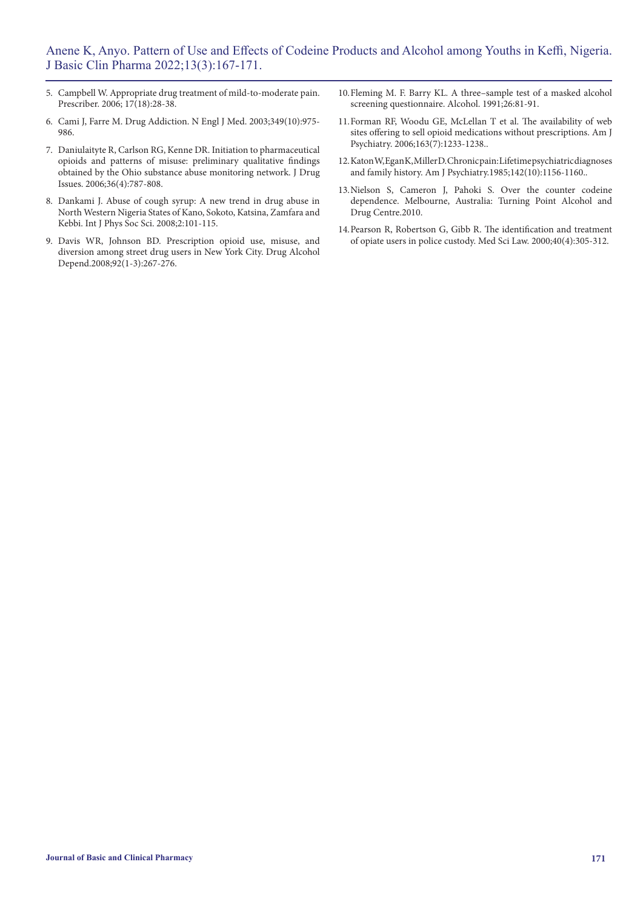5. Campbell W. Appropriate drug treatment of mild-to-moderate pain. Prescriber. 2006; 17(18):28-38.
6. Cami J, Farre M. Drug Addiction. N Engl J Med. 2003;349(10):975-986.
7. Daniulaityte R, Carlson RG, Kenne DR. Initiation to pharmaceutical opioids and patterns of misuse: preliminary qualitative findings obtained by the Ohio substance abuse monitoring network. J Drug Issues. 2006;36(4):787-808.
8. Dankami J. Abuse of cough syrup: A new trend in drug abuse in North Western Nigeria States of Kano, Sokoto, Katsina, Zamfara and Kebbi. Int J Phys Soc Sci. 2008;2:101-115.
9. Davis WR, Johnson BD. Prescription opioid use, misuse, and diversion among street drug users in New York City. Drug Alcohol Depend.2008;92(1-3):267-276.
10. Fleming M. F. Barry KL. A three–sample test of a masked alcohol screening questionnaire. Alcohol. 1991;26:81-91.
11. Forman RF, Woodu GE, McLellan T et al. The availability of web sites offering to sell opioid medications without prescriptions. Am J Psychiatry. 2006;163(7):1233-1238..
12. Katon W, Egan K, Miller D. Chronic pain: Lifetime psychiatric diagnoses and family history. Am J Psychiatry.1985;142(10):1156-1160..
13. Nielson S, Cameron J, Pahoki S. Over the counter codeine dependence. Melbourne, Australia: Turning Point Alcohol and Drug Centre.2010.
14. Pearson R, Robertson G, Gibb R. The identification and treatment of opiate users in police custody. Med Sci Law. 2000;40(4):305-312.